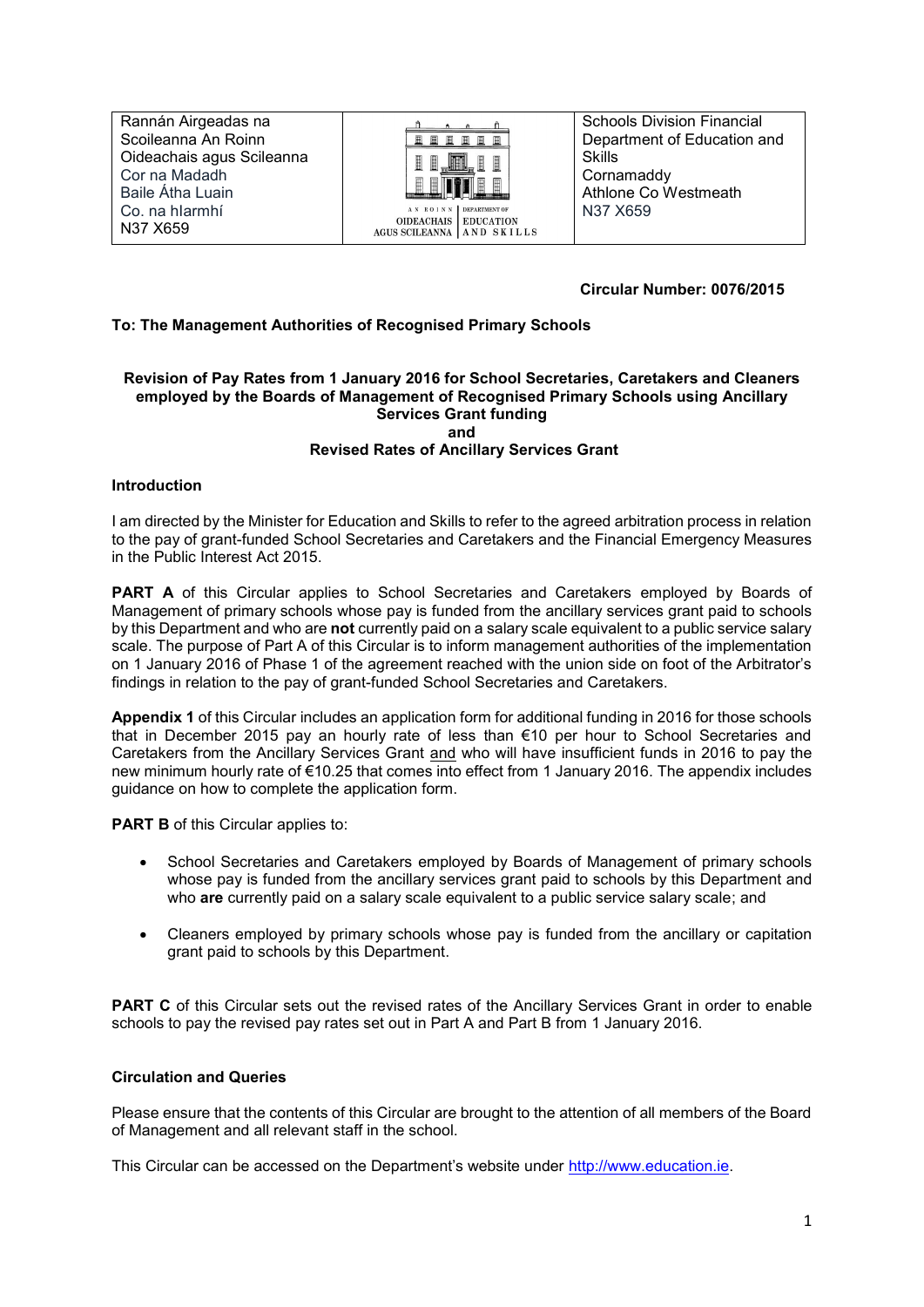| Rannán Airgeadas na Scoileanna An Roinn Oideachais agus Scileanna Cor na Madadh Baile Átha Luain Co. na hIarmhí N37 X659 | AN ROINN OIDEACHAIS AGUS SCILEANNA / DEPARTMENT OF EDUCATION AND SKILLS | Schools Division Financial Department of Education and Skills Cornamaddy Athlone Co Westmeath N37 X659 |
| --- | --- | --- |

**Circular Number: 0076/2015**

**To: The Management Authorities of Recognised Primary Schools**

**Revision of Pay Rates from 1 January 2016 for School Secretaries, Caretakers and Cleaners employed by the Boards of Management of Recognised Primary Schools using Ancillary Services Grant funding**
**and**
**Revised Rates of Ancillary Services Grant**

## Introduction

I am directed by the Minister for Education and Skills to refer to the agreed arbitration process in relation to the pay of grant-funded School Secretaries and Caretakers and the Financial Emergency Measures in the Public Interest Act 2015.

**PART A** of this Circular applies to School Secretaries and Caretakers employed by Boards of Management of primary schools whose pay is funded from the ancillary services grant paid to schools by this Department and who are **not** currently paid on a salary scale equivalent to a public service salary scale. The purpose of Part A of this Circular is to inform management authorities of the implementation on 1 January 2016 of Phase 1 of the agreement reached with the union side on foot of the Arbitrator's findings in relation to the pay of grant-funded School Secretaries and Caretakers.

**Appendix 1** of this Circular includes an application form for additional funding in 2016 for those schools that in December 2015 pay an hourly rate of less than €10 per hour to School Secretaries and Caretakers from the Ancillary Services Grant and who will have insufficient funds in 2016 to pay the new minimum hourly rate of €10.25 that comes into effect from 1 January 2016. The appendix includes guidance on how to complete the application form.

**PART B** of this Circular applies to:

- School Secretaries and Caretakers employed by Boards of Management of primary schools whose pay is funded from the ancillary services grant paid to schools by this Department and who **are** currently paid on a salary scale equivalent to a public service salary scale; and
- Cleaners employed by primary schools whose pay is funded from the ancillary or capitation grant paid to schools by this Department.

**PART C** of this Circular sets out the revised rates of the Ancillary Services Grant in order to enable schools to pay the revised pay rates set out in Part A and Part B from 1 January 2016.

## Circulation and Queries

Please ensure that the contents of this Circular are brought to the attention of all members of the Board of Management and all relevant staff in the school.

This Circular can be accessed on the Department's website under http://www.education.ie.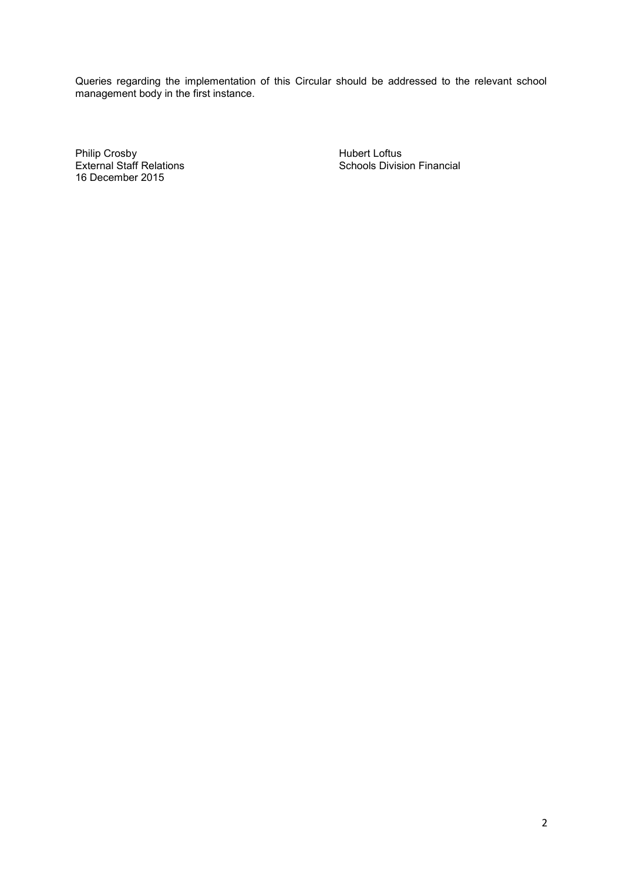Queries regarding the implementation of this Circular should be addressed to the relevant school management body in the first instance.

Philip Crosby
External Staff Relations
16 December 2015

Hubert Loftus
Schools Division Financial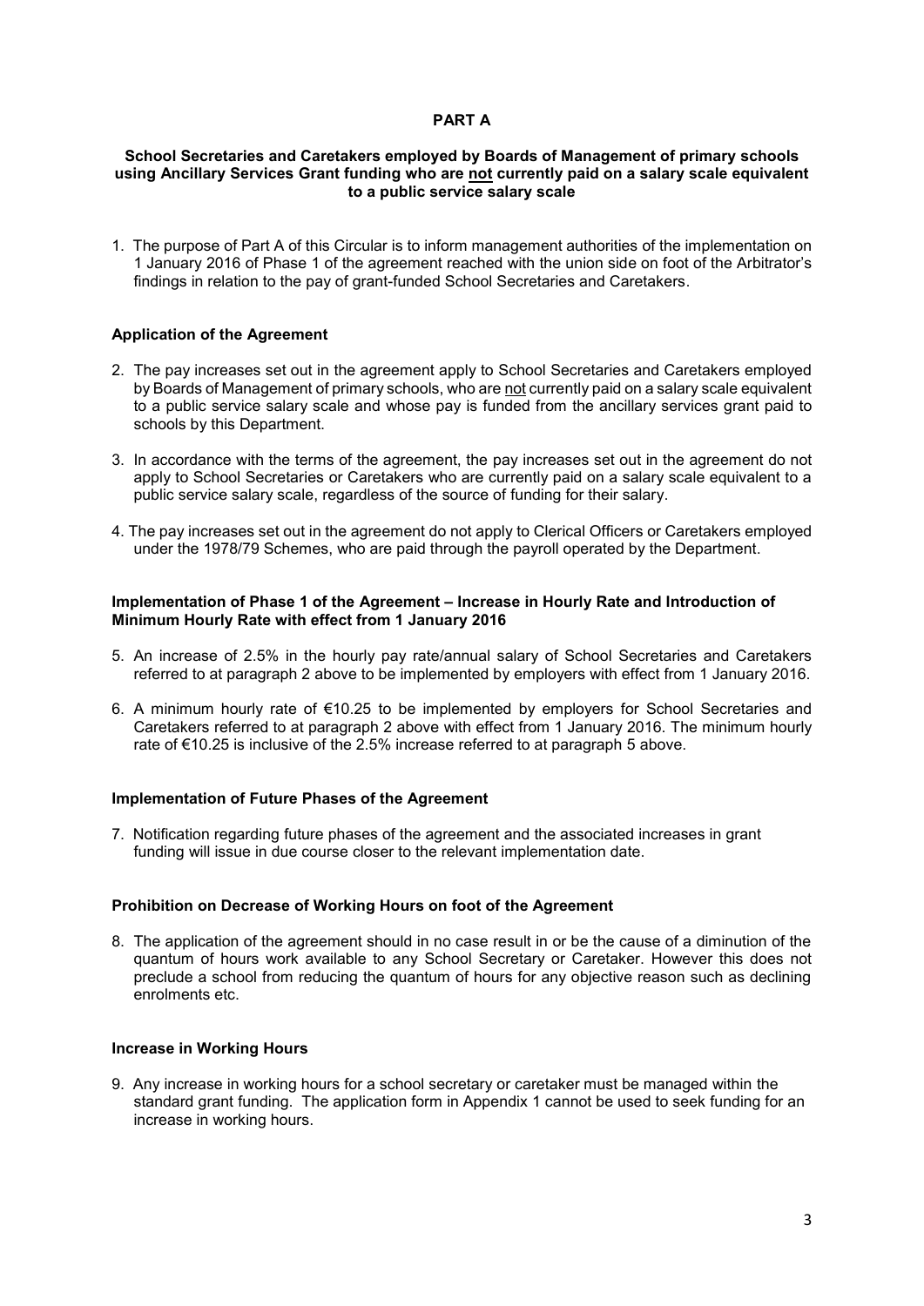## PART A

### School Secretaries and Caretakers employed by Boards of Management of primary schools using Ancillary Services Grant funding who are not currently paid on a salary scale equivalent to a public service salary scale

1. The purpose of Part A of this Circular is to inform management authorities of the implementation on 1 January 2016 of Phase 1 of the agreement reached with the union side on foot of the Arbitrator's findings in relation to the pay of grant-funded School Secretaries and Caretakers.

### Application of the Agreement

2. The pay increases set out in the agreement apply to School Secretaries and Caretakers employed by Boards of Management of primary schools, who are not currently paid on a salary scale equivalent to a public service salary scale and whose pay is funded from the ancillary services grant paid to schools by this Department.

3. In accordance with the terms of the agreement, the pay increases set out in the agreement do not apply to School Secretaries or Caretakers who are currently paid on a salary scale equivalent to a public service salary scale, regardless of the source of funding for their salary.

4. The pay increases set out in the agreement do not apply to Clerical Officers or Caretakers employed under the 1978/79 Schemes, who are paid through the payroll operated by the Department.

### Implementation of Phase 1 of the Agreement – Increase in Hourly Rate and Introduction of Minimum Hourly Rate with effect from 1 January 2016

5. An increase of 2.5% in the hourly pay rate/annual salary of School Secretaries and Caretakers referred to at paragraph 2 above to be implemented by employers with effect from 1 January 2016.

6. A minimum hourly rate of €10.25 to be implemented by employers for School Secretaries and Caretakers referred to at paragraph 2 above with effect from 1 January 2016. The minimum hourly rate of €10.25 is inclusive of the 2.5% increase referred to at paragraph 5 above.

### Implementation of Future Phases of the Agreement

7. Notification regarding future phases of the agreement and the associated increases in grant funding will issue in due course closer to the relevant implementation date.

### Prohibition on Decrease of Working Hours on foot of the Agreement

8. The application of the agreement should in no case result in or be the cause of a diminution of the quantum of hours work available to any School Secretary or Caretaker. However this does not preclude a school from reducing the quantum of hours for any objective reason such as declining enrolments etc.

### Increase in Working Hours

9. Any increase in working hours for a school secretary or caretaker must be managed within the standard grant funding. The application form in Appendix 1 cannot be used to seek funding for an increase in working hours.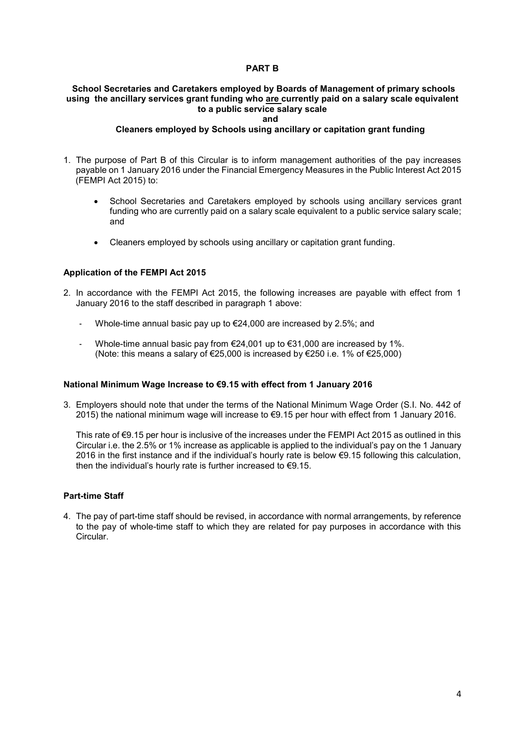# PART B

**School Secretaries and Caretakers employed by Boards of Management of primary schools using the ancillary services grant funding who are currently paid on a salary scale equivalent to a public service salary scale**

**and**

**Cleaners employed by Schools using ancillary or capitation grant funding**

1. The purpose of Part B of this Circular is to inform management authorities of the pay increases payable on 1 January 2016 under the Financial Emergency Measures in the Public Interest Act 2015 (FEMPI Act 2015) to:

   - School Secretaries and Caretakers employed by schools using ancillary services grant funding who are currently paid on a salary scale equivalent to a public service salary scale; and

   - Cleaners employed by schools using ancillary or capitation grant funding.

## Application of the FEMPI Act 2015

2. In accordance with the FEMPI Act 2015, the following increases are payable with effect from 1 January 2016 to the staff described in paragraph 1 above:

   - Whole-time annual basic pay up to €24,000 are increased by 2.5%; and

   - Whole-time annual basic pay from €24,001 up to €31,000 are increased by 1%. (Note: this means a salary of €25,000 is increased by €250 i.e. 1% of €25,000)

## National Minimum Wage Increase to €9.15 with effect from 1 January 2016

3. Employers should note that under the terms of the National Minimum Wage Order (S.I. No. 442 of 2015) the national minimum wage will increase to €9.15 per hour with effect from 1 January 2016.

   This rate of €9.15 per hour is inclusive of the increases under the FEMPI Act 2015 as outlined in this Circular i.e. the 2.5% or 1% increase as applicable is applied to the individual's pay on the 1 January 2016 in the first instance and if the individual's hourly rate is below €9.15 following this calculation, then the individual's hourly rate is further increased to €9.15.

## Part-time Staff

4. The pay of part-time staff should be revised, in accordance with normal arrangements, by reference to the pay of whole-time staff to which they are related for pay purposes in accordance with this Circular.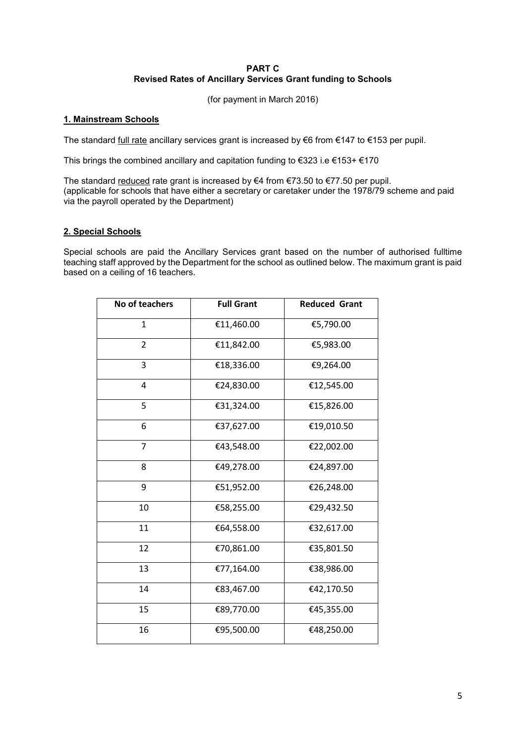**PART C**
**Revised Rates of Ancillary Services Grant funding to Schools**

(for payment in March 2016)

## 1. Mainstream Schools

The standard full rate ancillary services grant is increased by €6 from €147 to €153 per pupil.

This brings the combined ancillary and capitation funding to €323 i.e €153+ €170

The standard reduced rate grant is increased by €4 from €73.50 to €77.50 per pupil.
(applicable for schools that have either a secretary or caretaker under the 1978/79 scheme and paid via the payroll operated by the Department)

## 2. Special Schools

Special schools are paid the Ancillary Services grant based on the number of authorised fulltime teaching staff approved by the Department for the school as outlined below. The maximum grant is paid based on a ceiling of 16 teachers.

| No of teachers | Full Grant | Reduced Grant |
|---|---|---|
| 1 | €11,460.00 | €5,790.00 |
| 2 | €11,842.00 | €5,983.00 |
| 3 | €18,336.00 | €9,264.00 |
| 4 | €24,830.00 | €12,545.00 |
| 5 | €31,324.00 | €15,826.00 |
| 6 | €37,627.00 | €19,010.50 |
| 7 | €43,548.00 | €22,002.00 |
| 8 | €49,278.00 | €24,897.00 |
| 9 | €51,952.00 | €26,248.00 |
| 10 | €58,255.00 | €29,432.50 |
| 11 | €64,558.00 | €32,617.00 |
| 12 | €70,861.00 | €35,801.50 |
| 13 | €77,164.00 | €38,986.00 |
| 14 | €83,467.00 | €42,170.50 |
| 15 | €89,770.00 | €45,355.00 |
| 16 | €95,500.00 | €48,250.00 |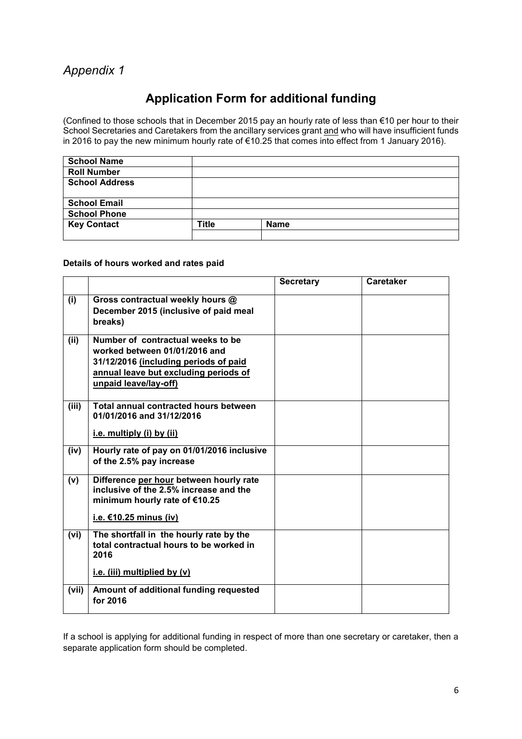*Appendix 1*

# Application Form for additional funding

(Confined to those schools that in December 2015 pay an hourly rate of less than €10 per hour to their School Secretaries and Caretakers from the ancillary services grant <u>and</u> who will have insufficient funds in 2016 to pay the new minimum hourly rate of €10.25 that comes into effect from 1 January 2016).

| | | |
|---|---|---|
| **School Name** | | |
| **Roll Number** | | |
| **School Address** | | |
| **School Email** | | |
| **School Phone** | | |
| **Key Contact** | **Title** | **Name** |
| | | |

**Details of hours worked and rates paid**

| | | **Secretary** | **Caretaker** |
|---|---|---|---|
| **(i)** | **Gross contractual weekly hours @ December 2015 (inclusive of paid meal breaks)** | | |
| **(ii)** | **Number of contractual weeks to be worked between 01/01/2016 and 31/12/2016 <u>(including periods of paid annual leave but excluding periods of unpaid leave/lay-off)</u>** | | |
| **(iii)** | **Total annual contracted hours between 01/01/2016 and 31/12/2016**<br><br>**<u>i.e. multiply (i) by (ii)</u>** | | |
| **(iv)** | **Hourly rate of pay on 01/01/2016 inclusive of the 2.5% pay increase** | | |
| **(v)** | **Difference <u>per hour</u> between hourly rate inclusive of the 2.5% increase and the minimum hourly rate of €10.25**<br><br>**<u>i.e. €10.25 minus (iv)</u>** | | |
| **(vi)** | **The shortfall in the hourly rate by the total contractual hours to be worked in 2016**<br><br>**<u>i.e. (iii) multiplied by (v)</u>** | | |
| **(vii)** | **Amount of additional funding requested for 2016** | | |

If a school is applying for additional funding in respect of more than one secretary or caretaker, then a separate application form should be completed.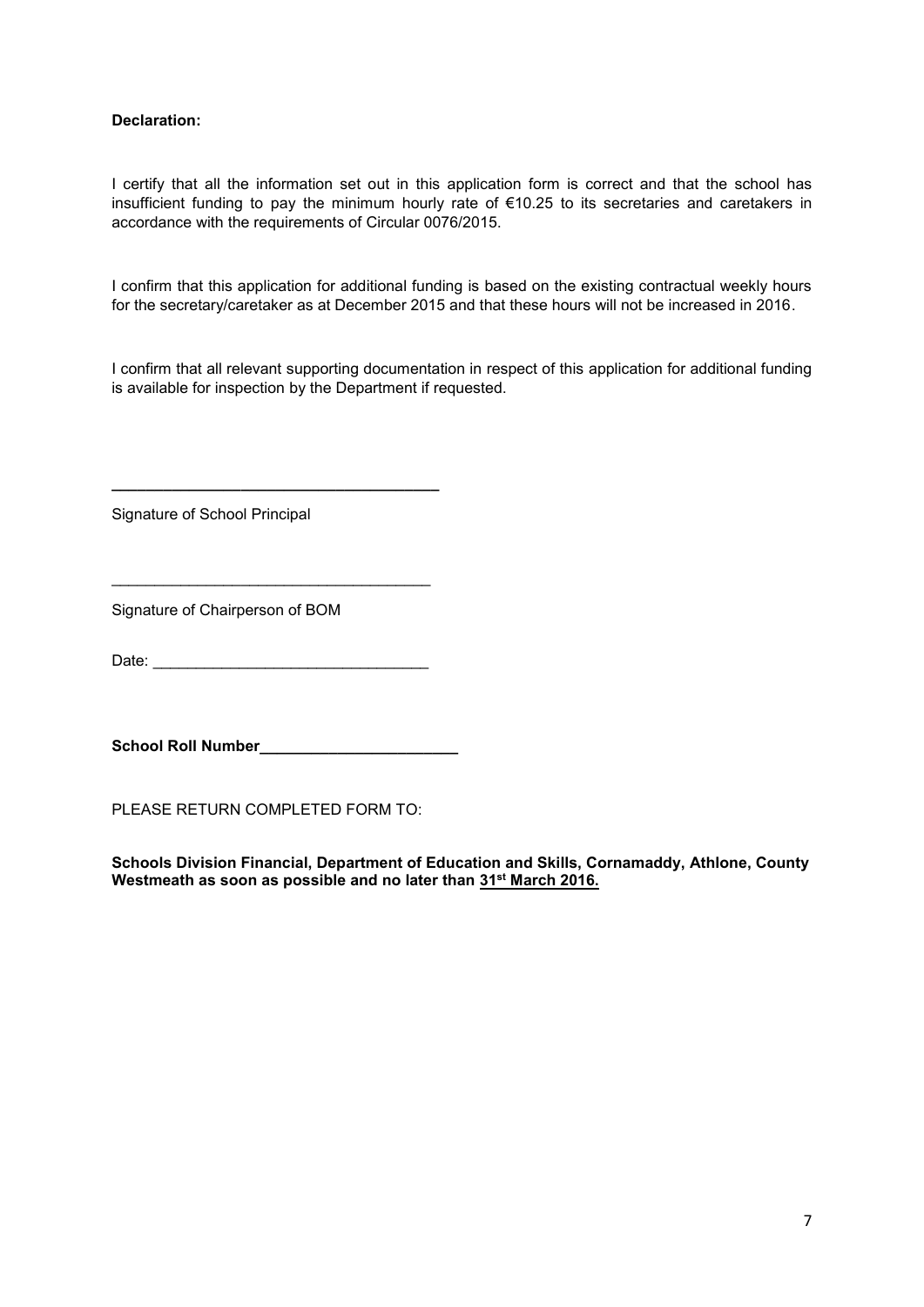**Declaration:**

I certify that all the information set out in this application form is correct and that the school has insufficient funding to pay the minimum hourly rate of €10.25 to its secretaries and caretakers in accordance with the requirements of Circular 0076/2015.

I confirm that this application for additional funding is based on the existing contractual weekly hours for the secretary/caretaker as at December 2015 and that these hours will not be increased in 2016.

I confirm that all relevant supporting documentation in respect of this application for additional funding is available for inspection by the Department if requested.

______________________________________

Signature of School Principal

______________________________________

Signature of Chairperson of BOM

Date: ________________________________

**School Roll Number_______________________**

PLEASE RETURN COMPLETED FORM TO:

**Schools Division Financial, Department of Education and Skills, Cornamaddy, Athlone, County Westmeath as soon as possible and no later than 31st March 2016.**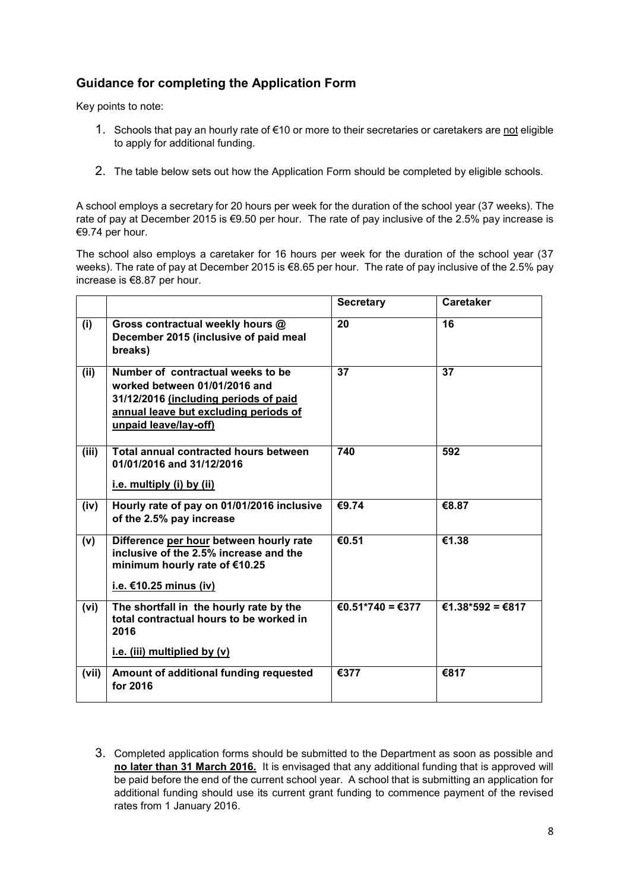## Guidance for completing the Application Form

Key points to note:

1. Schools that pay an hourly rate of €10 or more to their secretaries or caretakers are <u>not</u> eligible to apply for additional funding.

2. The table below sets out how the Application Form should be completed by eligible schools.

A school employs a secretary for 20 hours per week for the duration of the school year (37 weeks). The rate of pay at December 2015 is €9.50 per hour. The rate of pay inclusive of the 2.5% pay increase is €9.74 per hour.

The school also employs a caretaker for 16 hours per week for the duration of the school year (37 weeks). The rate of pay at December 2015 is €8.65 per hour. The rate of pay inclusive of the 2.5% pay increase is €8.87 per hour.

| | | **Secretary** | **Caretaker** |
|---|---|---|---|
| **(i)** | **Gross contractual weekly hours @ December 2015 (inclusive of paid meal breaks)** | **20** | **16** |
| **(ii)** | **Number of contractual weeks to be worked between 01/01/2016 and 31/12/2016 <u>(including periods of paid annual leave but excluding periods of unpaid leave/lay-off)</u>** | **37** | **37** |
| **(iii)** | **Total annual contracted hours between 01/01/2016 and 31/12/2016** <br> **<u>i.e. multiply (i) by (ii)</u>** | **740** | **592** |
| **(iv)** | **Hourly rate of pay on 01/01/2016 inclusive of the 2.5% pay increase** | **€9.74** | **€8.87** |
| **(v)** | **Difference <u>per hour</u> between hourly rate inclusive of the 2.5% increase and the minimum hourly rate of €10.25** <br> **<u>i.e. €10.25 minus (iv)</u>** | **€0.51** | **€1.38** |
| **(vi)** | **The shortfall in the hourly rate by the total contractual hours to be worked in 2016** <br> **<u>i.e. (iii) multiplied by (v)</u>** | **€0.51*740 = €377** | **€1.38*592 = €817** |
| **(vii)** | **Amount of additional funding requested for 2016** | **€377** | **€817** |

3. Completed application forms should be submitted to the Department as soon as possible and **<u>no later than 31 March 2016.</u>** It is envisaged that any additional funding that is approved will be paid before the end of the current school year. A school that is submitting an application for additional funding should use its current grant funding to commence payment of the revised rates from 1 January 2016.